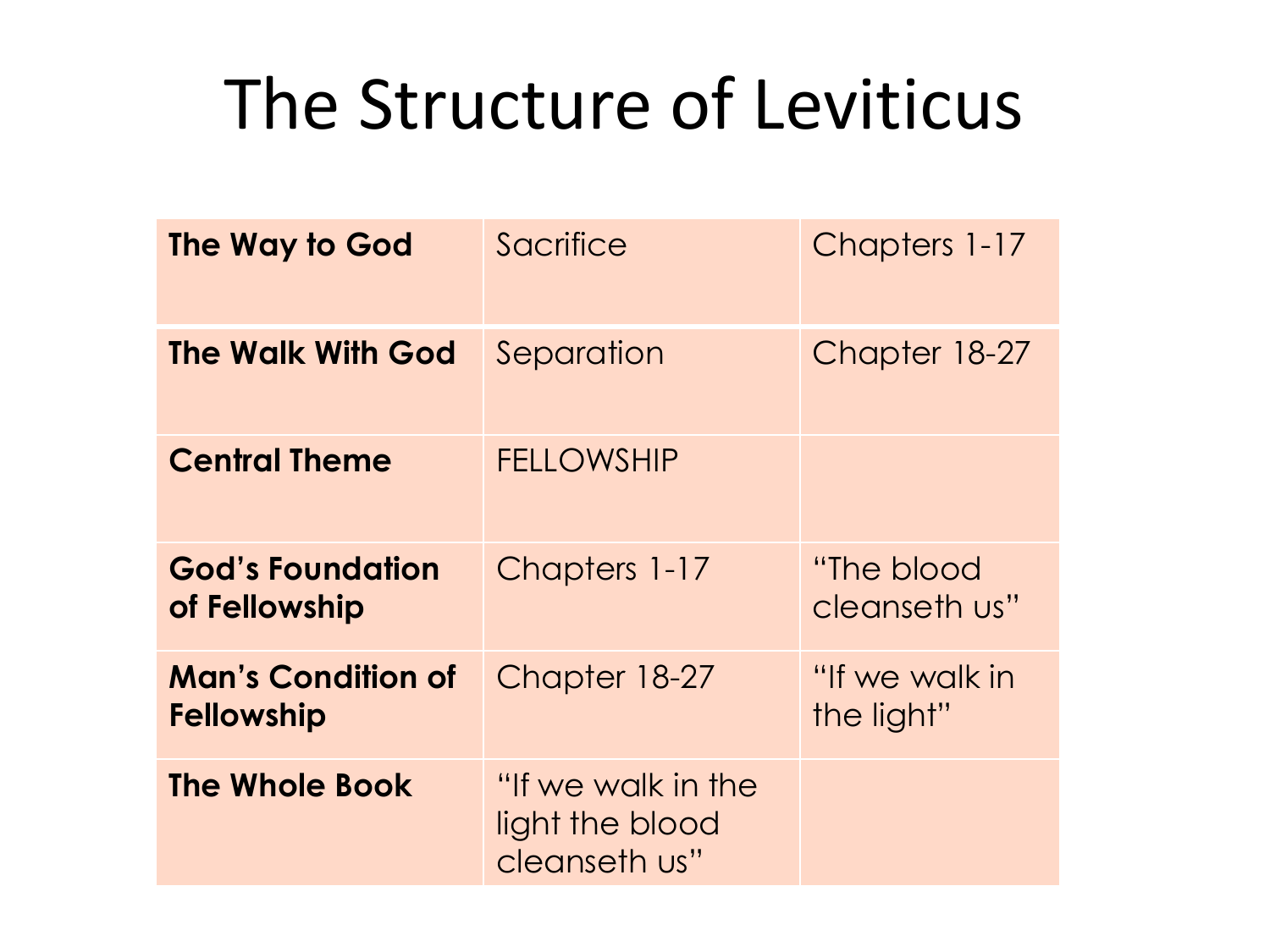# The Structure of Leviticus

| | | |
|---|---|---|
| **The Way to God** | Sacrifice | Chapters 1-17 |
| **The Walk With God** | Separation | Chapter 18-27 |
| **Central Theme** | FELLOWSHIP | |
| **God's Foundation of Fellowship** | Chapters 1-17 | "The blood cleanseth us" |
| **Man's Condition of Fellowship** | Chapter 18-27 | "If we walk in the light" |
| **The Whole Book** | "If we walk in the light the blood cleanseth us" | |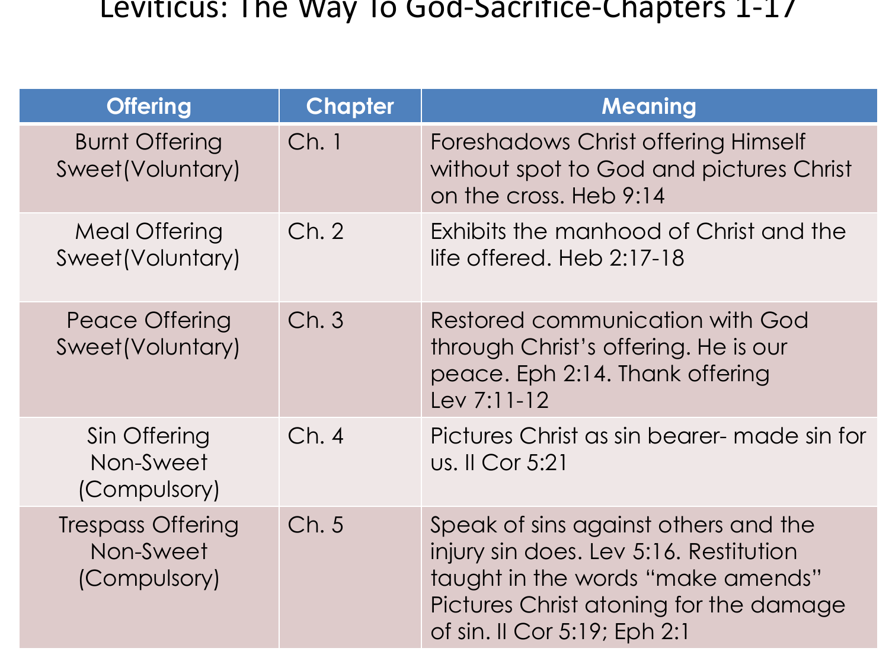# Leviticus: The Way To God-Sacrifice-Chapters 1-17

| Offering | Chapter | Meaning |
|---|---|---|
| Burnt Offering Sweet(Voluntary) | Ch. 1 | Foreshadows Christ offering Himself without spot to God and pictures Christ on the cross. Heb 9:14 |
| Meal Offering Sweet(Voluntary) | Ch. 2 | Exhibits the manhood of Christ and the life offered. Heb 2:17-18 |
| Peace Offering Sweet(Voluntary) | Ch. 3 | Restored communication with God through Christ's offering. He is our peace. Eph 2:14. Thank offering Lev 7:11-12 |
| Sin Offering Non-Sweet (Compulsory) | Ch. 4 | Pictures Christ as sin bearer- made sin for us. II Cor 5:21 |
| Trespass Offering Non-Sweet (Compulsory) | Ch. 5 | Speak of sins against others and the injury sin does. Lev 5:16. Restitution taught in the words "make amends" Pictures Christ atoning for the damage of sin. II Cor 5:19; Eph 2:1 |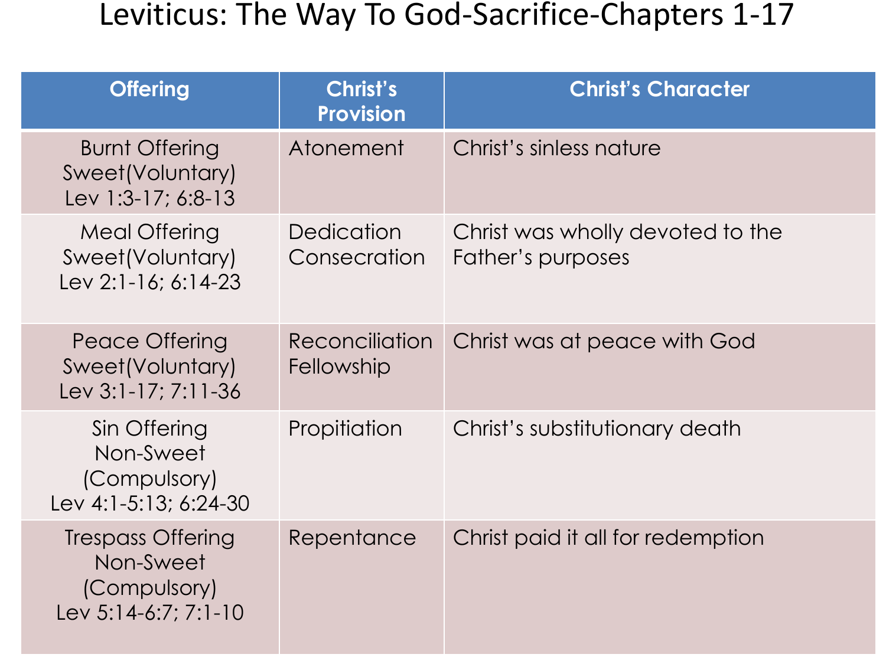# Leviticus: The Way To God-Sacrifice-Chapters 1-17

| Offering | Christ's Provision | Christ's Character |
|---|---|---|
| Burnt Offering Sweet(Voluntary) Lev 1:3-17; 6:8-13 | Atonement | Christ's sinless nature |
| Meal Offering Sweet(Voluntary) Lev 2:1-16; 6:14-23 | Dedication Consecration | Christ was wholly devoted to the Father's purposes |
| Peace Offering Sweet(Voluntary) Lev 3:1-17; 7:11-36 | Reconciliation Fellowship | Christ was at peace with God |
| Sin Offering Non-Sweet (Compulsory) Lev 4:1-5:13; 6:24-30 | Propitiation | Christ's substitutionary death |
| Trespass Offering Non-Sweet (Compulsory) Lev 5:14-6:7; 7:1-10 | Repentance | Christ paid it all for redemption |